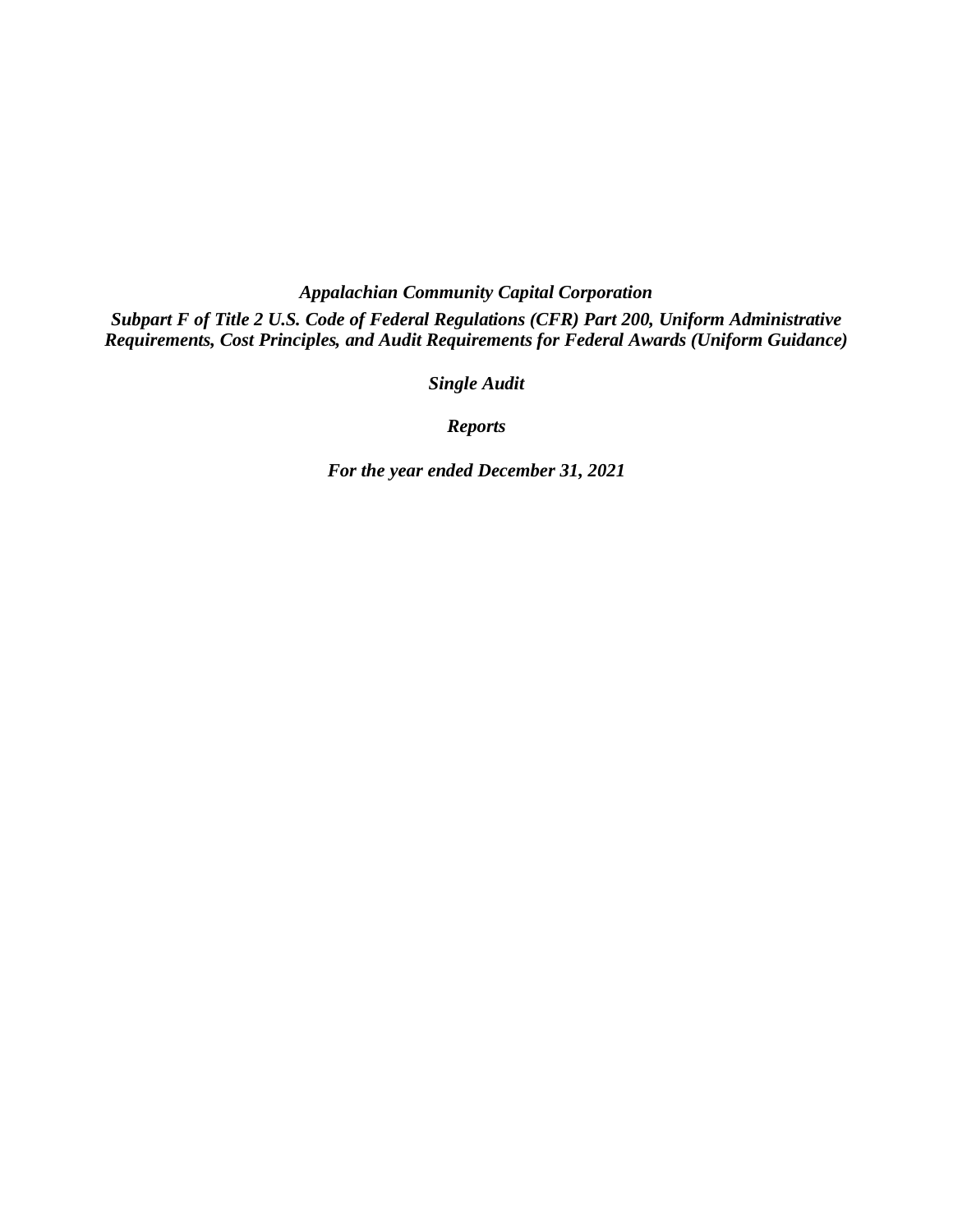***Appalachian Community Capital Corporation***

***Subpart F of Title 2 U.S. Code of Federal Regulations (CFR) Part 200, Uniform Administrative Requirements, Cost Principles, and Audit Requirements for Federal Awards (Uniform Guidance)***

***Single Audit***

***Reports***

***For the year ended December 31, 2021***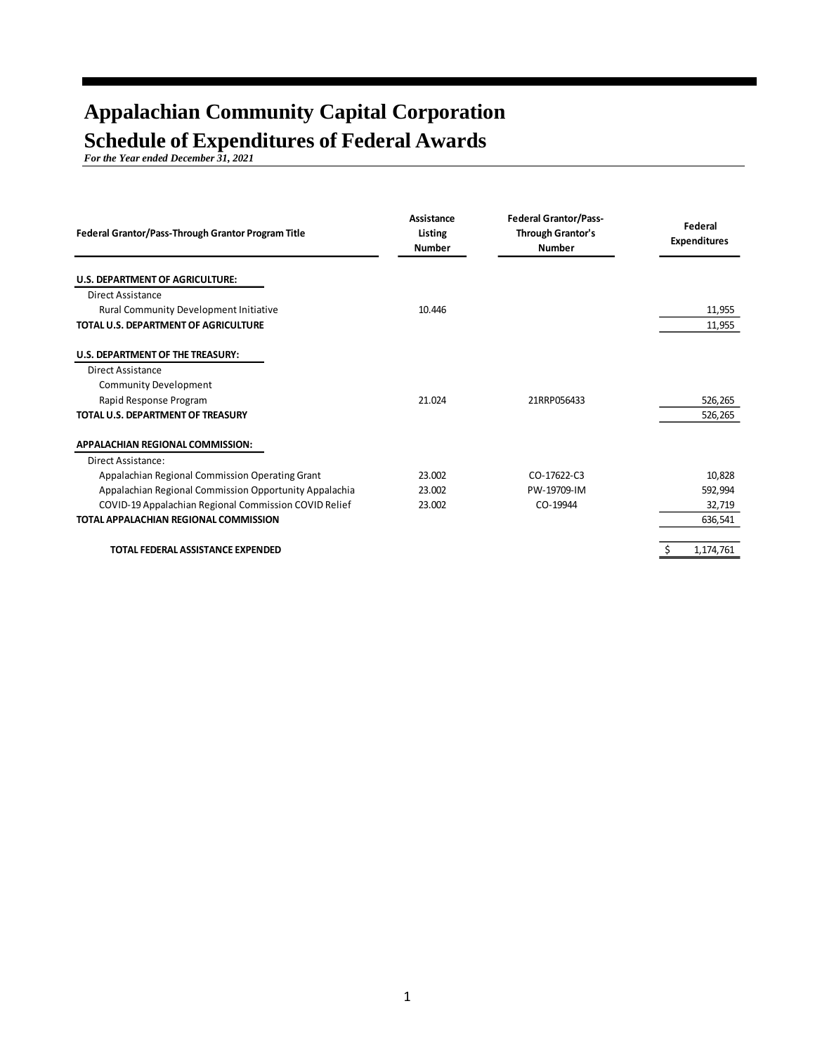# Appalachian Community Capital Corporation

# Schedule of Expenditures of Federal Awards

*For the Year ended December 31, 2021*

| Federal Grantor/Pass-Through Grantor Program Title | Assistance Listing Number | Federal Grantor/Pass-Through Grantor's Number | Federal Expenditures |
|---|---|---|---|
| **U.S. DEPARTMENT OF AGRICULTURE:** | | | |
| Direct Assistance | | | |
| Rural Community Development Initiative | 10.446 | | 11,955 |
| **TOTAL U.S. DEPARTMENT OF AGRICULTURE** | | | 11,955 |
| **U.S. DEPARTMENT OF THE TREASURY:** | | | |
| Direct Assistance | | | |
| Community Development Rapid Response Program | 21.024 | 21RRP056433 | 526,265 |
| **TOTAL U.S. DEPARTMENT OF TREASURY** | | | 526,265 |
| **APPALACHIAN REGIONAL COMMISSION:** | | | |
| Direct Assistance: | | | |
| Appalachian Regional Commission Operating Grant | 23.002 | CO-17622-C3 | 10,828 |
| Appalachian Regional Commission Opportunity Appalachia | 23.002 | PW-19709-IM | 592,994 |
| COVID-19 Appalachian Regional Commission COVID Relief | 23.002 | CO-19944 | 32,719 |
| **TOTAL APPALACHIAN REGIONAL COMMISSION** | | | 636,541 |
| **TOTAL FEDERAL ASSISTANCE EXPENDED** | | | $ 1,174,761 |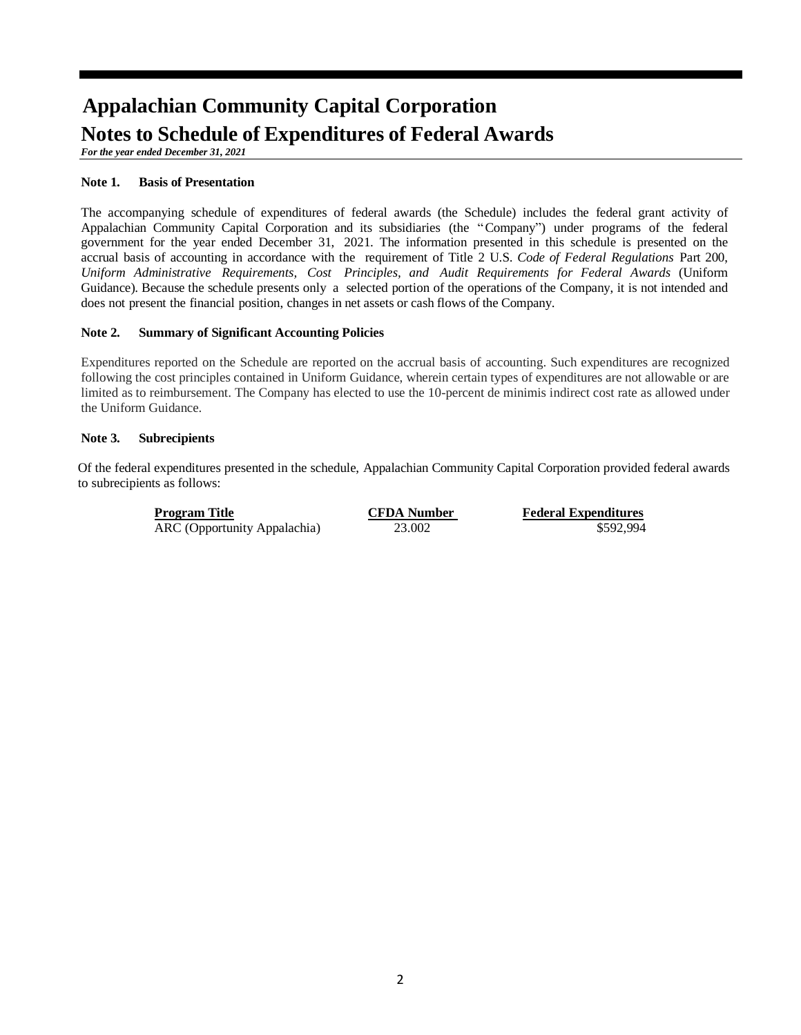# Appalachian Community Capital Corporation

# Notes to Schedule of Expenditures of Federal Awards

***For the year ended December 31, 2021***

### Note 1. Basis of Presentation

The accompanying schedule of expenditures of federal awards (the Schedule) includes the federal grant activity of Appalachian Community Capital Corporation and its subsidiaries (the "Company") under programs of the federal government for the year ended December 31, 2021. The information presented in this schedule is presented on the accrual basis of accounting in accordance with the requirement of Title 2 U.S. *Code of Federal Regulations* Part 200, *Uniform Administrative Requirements, Cost Principles, and Audit Requirements for Federal Awards* (Uniform Guidance). Because the schedule presents only a selected portion of the operations of the Company, it is not intended and does not present the financial position, changes in net assets or cash flows of the Company.

### Note 2. Summary of Significant Accounting Policies

Expenditures reported on the Schedule are reported on the accrual basis of accounting. Such expenditures are recognized following the cost principles contained in Uniform Guidance, wherein certain types of expenditures are not allowable or are limited as to reimbursement. The Company has elected to use the 10-percent de minimis indirect cost rate as allowed under the Uniform Guidance.

### Note 3. Subrecipients

Of the federal expenditures presented in the schedule, Appalachian Community Capital Corporation provided federal awards to subrecipients as follows:

| Program Title | CFDA Number | Federal Expenditures |
|---|---|---|
| ARC (Opportunity Appalachia) | 23.002 | $592,994 |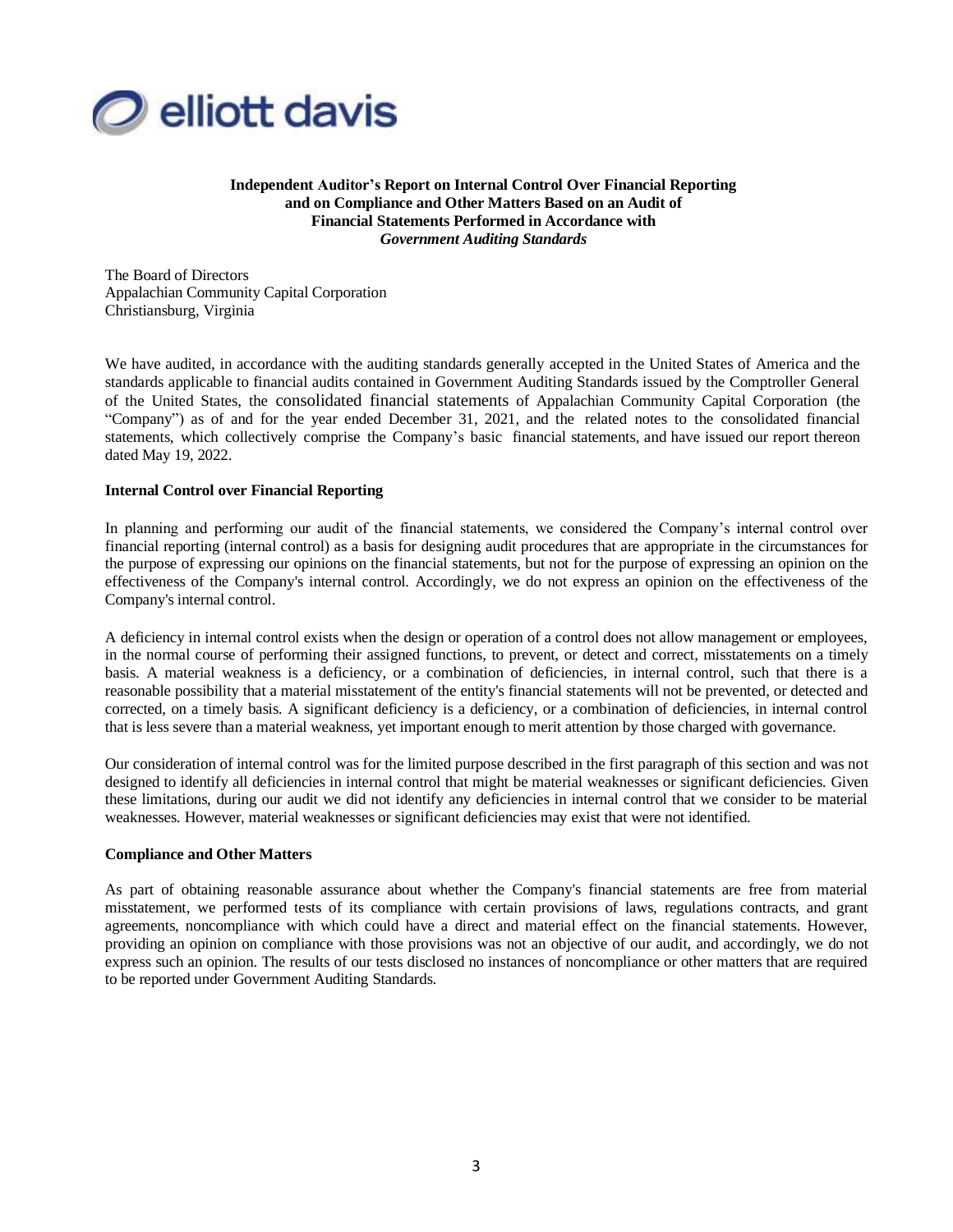elliott davis

**Independent Auditor's Report on Internal Control Over Financial Reporting and on Compliance and Other Matters Based on an Audit of Financial Statements Performed in Accordance with *Government Auditing Standards***

The Board of Directors
Appalachian Community Capital Corporation
Christiansburg, Virginia

We have audited, in accordance with the auditing standards generally accepted in the United States of America and the standards applicable to financial audits contained in Government Auditing Standards issued by the Comptroller General of the United States, the consolidated financial statements of Appalachian Community Capital Corporation (the "Company") as of and for the year ended December 31, 2021, and the related notes to the consolidated financial statements, which collectively comprise the Company's basic financial statements, and have issued our report thereon dated May 19, 2022.

**Internal Control over Financial Reporting**

In planning and performing our audit of the financial statements, we considered the Company's internal control over financial reporting (internal control) as a basis for designing audit procedures that are appropriate in the circumstances for the purpose of expressing our opinions on the financial statements, but not for the purpose of expressing an opinion on the effectiveness of the Company's internal control. Accordingly, we do not express an opinion on the effectiveness of the Company's internal control.

A deficiency in internal control exists when the design or operation of a control does not allow management or employees, in the normal course of performing their assigned functions, to prevent, or detect and correct, misstatements on a timely basis. A material weakness is a deficiency, or a combination of deficiencies, in internal control, such that there is a reasonable possibility that a material misstatement of the entity's financial statements will not be prevented, or detected and corrected, on a timely basis. A significant deficiency is a deficiency, or a combination of deficiencies, in internal control that is less severe than a material weakness, yet important enough to merit attention by those charged with governance.

Our consideration of internal control was for the limited purpose described in the first paragraph of this section and was not designed to identify all deficiencies in internal control that might be material weaknesses or significant deficiencies. Given these limitations, during our audit we did not identify any deficiencies in internal control that we consider to be material weaknesses. However, material weaknesses or significant deficiencies may exist that were not identified.

**Compliance and Other Matters**

As part of obtaining reasonable assurance about whether the Company's financial statements are free from material misstatement, we performed tests of its compliance with certain provisions of laws, regulations contracts, and grant agreements, noncompliance with which could have a direct and material effect on the financial statements. However, providing an opinion on compliance with those provisions was not an objective of our audit, and accordingly, we do not express such an opinion. The results of our tests disclosed no instances of noncompliance or other matters that are required to be reported under Government Auditing Standards.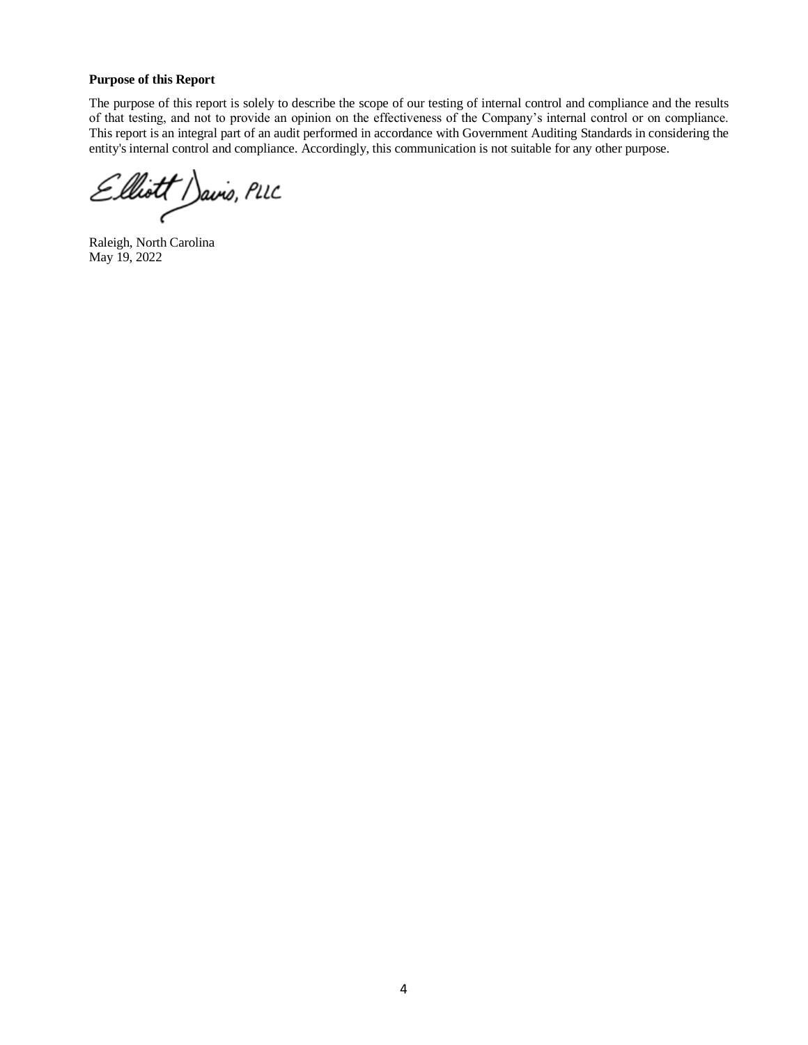**Purpose of this Report**

The purpose of this report is solely to describe the scope of our testing of internal control and compliance and the results of that testing, and not to provide an opinion on the effectiveness of the Company's internal control or on compliance. This report is an integral part of an audit performed in accordance with Government Auditing Standards in considering the entity's internal control and compliance. Accordingly, this communication is not suitable for any other purpose.

Elliott Davis, PLLC

Raleigh, North Carolina
May 19, 2022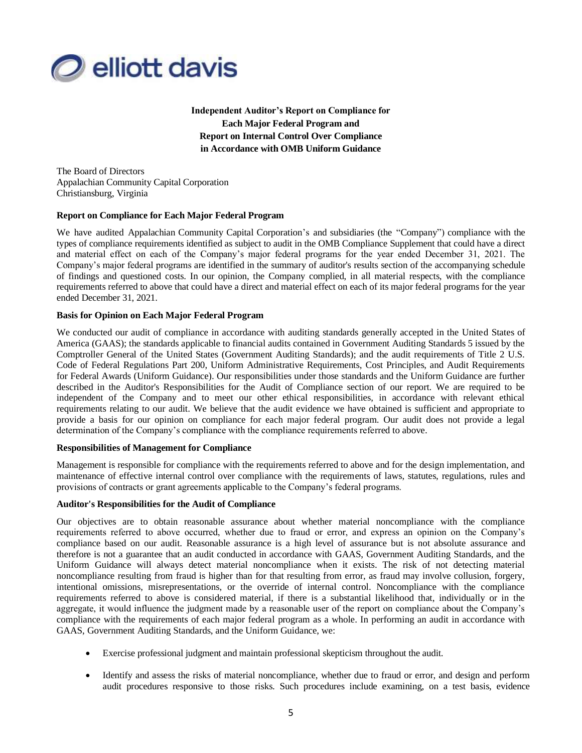**Independent Auditor's Report on Compliance for Each Major Federal Program and Report on Internal Control Over Compliance in Accordance with OMB Uniform Guidance**

The Board of Directors
Appalachian Community Capital Corporation
Christiansburg, Virginia

**Report on Compliance for Each Major Federal Program**

We have audited Appalachian Community Capital Corporation's and subsidiaries (the "Company") compliance with the types of compliance requirements identified as subject to audit in the OMB Compliance Supplement that could have a direct and material effect on each of the Company's major federal programs for the year ended December 31, 2021. The Company's major federal programs are identified in the summary of auditor's results section of the accompanying schedule of findings and questioned costs. In our opinion, the Company complied, in all material respects, with the compliance requirements referred to above that could have a direct and material effect on each of its major federal programs for the year ended December 31, 2021.

**Basis for Opinion on Each Major Federal Program**

We conducted our audit of compliance in accordance with auditing standards generally accepted in the United States of America (GAAS); the standards applicable to financial audits contained in Government Auditing Standards 5 issued by the Comptroller General of the United States (Government Auditing Standards); and the audit requirements of Title 2 U.S. Code of Federal Regulations Part 200, Uniform Administrative Requirements, Cost Principles, and Audit Requirements for Federal Awards (Uniform Guidance). Our responsibilities under those standards and the Uniform Guidance are further described in the Auditor's Responsibilities for the Audit of Compliance section of our report. We are required to be independent of the Company and to meet our other ethical responsibilities, in accordance with relevant ethical requirements relating to our audit. We believe that the audit evidence we have obtained is sufficient and appropriate to provide a basis for our opinion on compliance for each major federal program. Our audit does not provide a legal determination of the Company's compliance with the compliance requirements referred to above.

**Responsibilities of Management for Compliance**

Management is responsible for compliance with the requirements referred to above and for the design implementation, and maintenance of effective internal control over compliance with the requirements of laws, statutes, regulations, rules and provisions of contracts or grant agreements applicable to the Company's federal programs.

**Auditor's Responsibilities for the Audit of Compliance**

Our objectives are to obtain reasonable assurance about whether material noncompliance with the compliance requirements referred to above occurred, whether due to fraud or error, and express an opinion on the Company's compliance based on our audit. Reasonable assurance is a high level of assurance but is not absolute assurance and therefore is not a guarantee that an audit conducted in accordance with GAAS, Government Auditing Standards, and the Uniform Guidance will always detect material noncompliance when it exists. The risk of not detecting material noncompliance resulting from fraud is higher than for that resulting from error, as fraud may involve collusion, forgery, intentional omissions, misrepresentations, or the override of internal control. Noncompliance with the compliance requirements referred to above is considered material, if there is a substantial likelihood that, individually or in the aggregate, it would influence the judgment made by a reasonable user of the report on compliance about the Company's compliance with the requirements of each major federal program as a whole. In performing an audit in accordance with GAAS, Government Auditing Standards, and the Uniform Guidance, we:

- Exercise professional judgment and maintain professional skepticism throughout the audit.
- Identify and assess the risks of material noncompliance, whether due to fraud or error, and design and perform audit procedures responsive to those risks. Such procedures include examining, on a test basis, evidence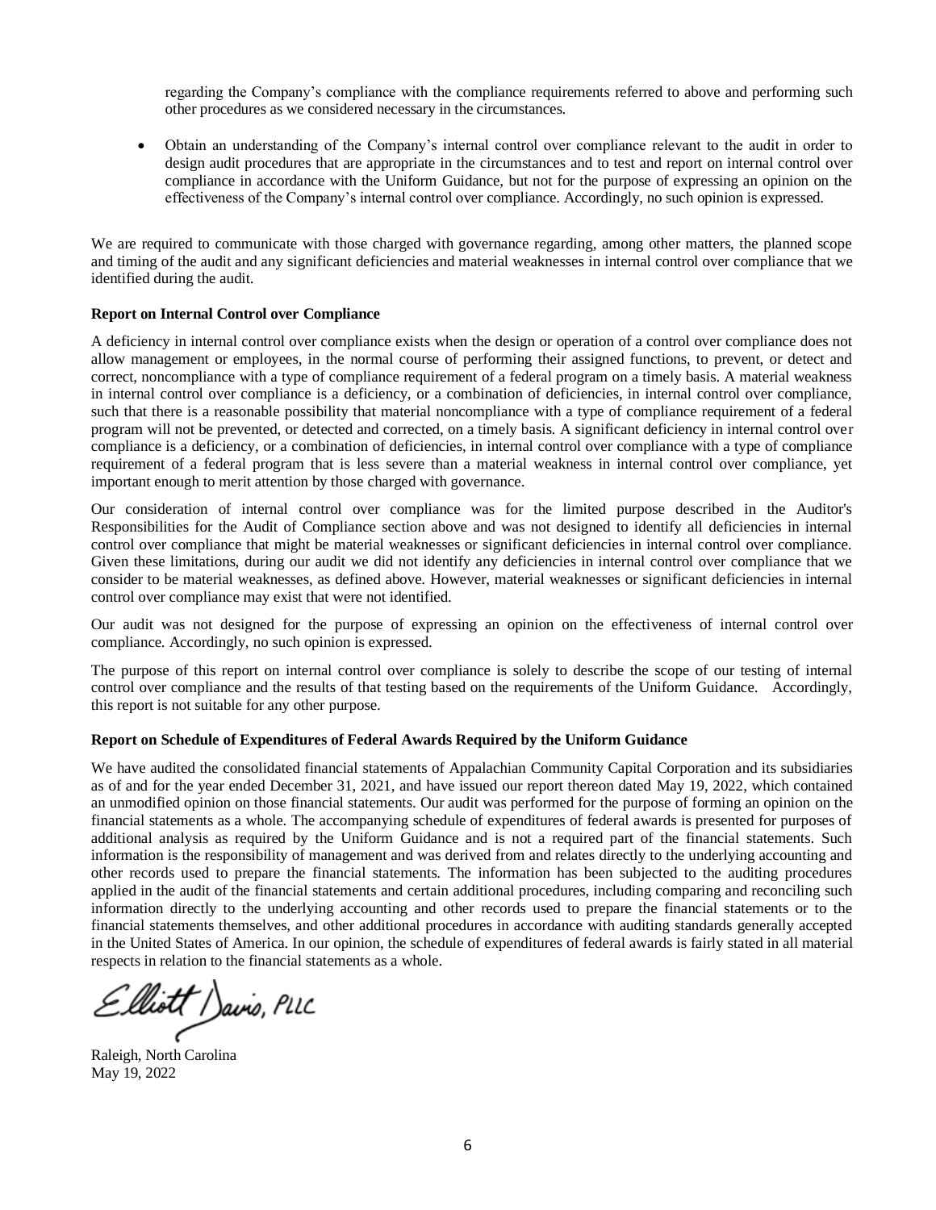regarding the Company's compliance with the compliance requirements referred to above and performing such other procedures as we considered necessary in the circumstances.

- Obtain an understanding of the Company's internal control over compliance relevant to the audit in order to design audit procedures that are appropriate in the circumstances and to test and report on internal control over compliance in accordance with the Uniform Guidance, but not for the purpose of expressing an opinion on the effectiveness of the Company's internal control over compliance. Accordingly, no such opinion is expressed.

We are required to communicate with those charged with governance regarding, among other matters, the planned scope and timing of the audit and any significant deficiencies and material weaknesses in internal control over compliance that we identified during the audit.

**Report on Internal Control over Compliance**

A deficiency in internal control over compliance exists when the design or operation of a control over compliance does not allow management or employees, in the normal course of performing their assigned functions, to prevent, or detect and correct, noncompliance with a type of compliance requirement of a federal program on a timely basis. A material weakness in internal control over compliance is a deficiency, or a combination of deficiencies, in internal control over compliance, such that there is a reasonable possibility that material noncompliance with a type of compliance requirement of a federal program will not be prevented, or detected and corrected, on a timely basis. A significant deficiency in internal control over compliance is a deficiency, or a combination of deficiencies, in internal control over compliance with a type of compliance requirement of a federal program that is less severe than a material weakness in internal control over compliance, yet important enough to merit attention by those charged with governance.

Our consideration of internal control over compliance was for the limited purpose described in the Auditor's Responsibilities for the Audit of Compliance section above and was not designed to identify all deficiencies in internal control over compliance that might be material weaknesses or significant deficiencies in internal control over compliance. Given these limitations, during our audit we did not identify any deficiencies in internal control over compliance that we consider to be material weaknesses, as defined above. However, material weaknesses or significant deficiencies in internal control over compliance may exist that were not identified.

Our audit was not designed for the purpose of expressing an opinion on the effectiveness of internal control over compliance. Accordingly, no such opinion is expressed.

The purpose of this report on internal control over compliance is solely to describe the scope of our testing of internal control over compliance and the results of that testing based on the requirements of the Uniform Guidance. Accordingly, this report is not suitable for any other purpose.

**Report on Schedule of Expenditures of Federal Awards Required by the Uniform Guidance**

We have audited the consolidated financial statements of Appalachian Community Capital Corporation and its subsidiaries as of and for the year ended December 31, 2021, and have issued our report thereon dated May 19, 2022, which contained an unmodified opinion on those financial statements. Our audit was performed for the purpose of forming an opinion on the financial statements as a whole. The accompanying schedule of expenditures of federal awards is presented for purposes of additional analysis as required by the Uniform Guidance and is not a required part of the financial statements. Such information is the responsibility of management and was derived from and relates directly to the underlying accounting and other records used to prepare the financial statements. The information has been subjected to the auditing procedures applied in the audit of the financial statements and certain additional procedures, including comparing and reconciling such information directly to the underlying accounting and other records used to prepare the financial statements or to the financial statements themselves, and other additional procedures in accordance with auditing standards generally accepted in the United States of America. In our opinion, the schedule of expenditures of federal awards is fairly stated in all material respects in relation to the financial statements as a whole.

Elliott Davis, PLLC

Raleigh, North Carolina
May 19, 2022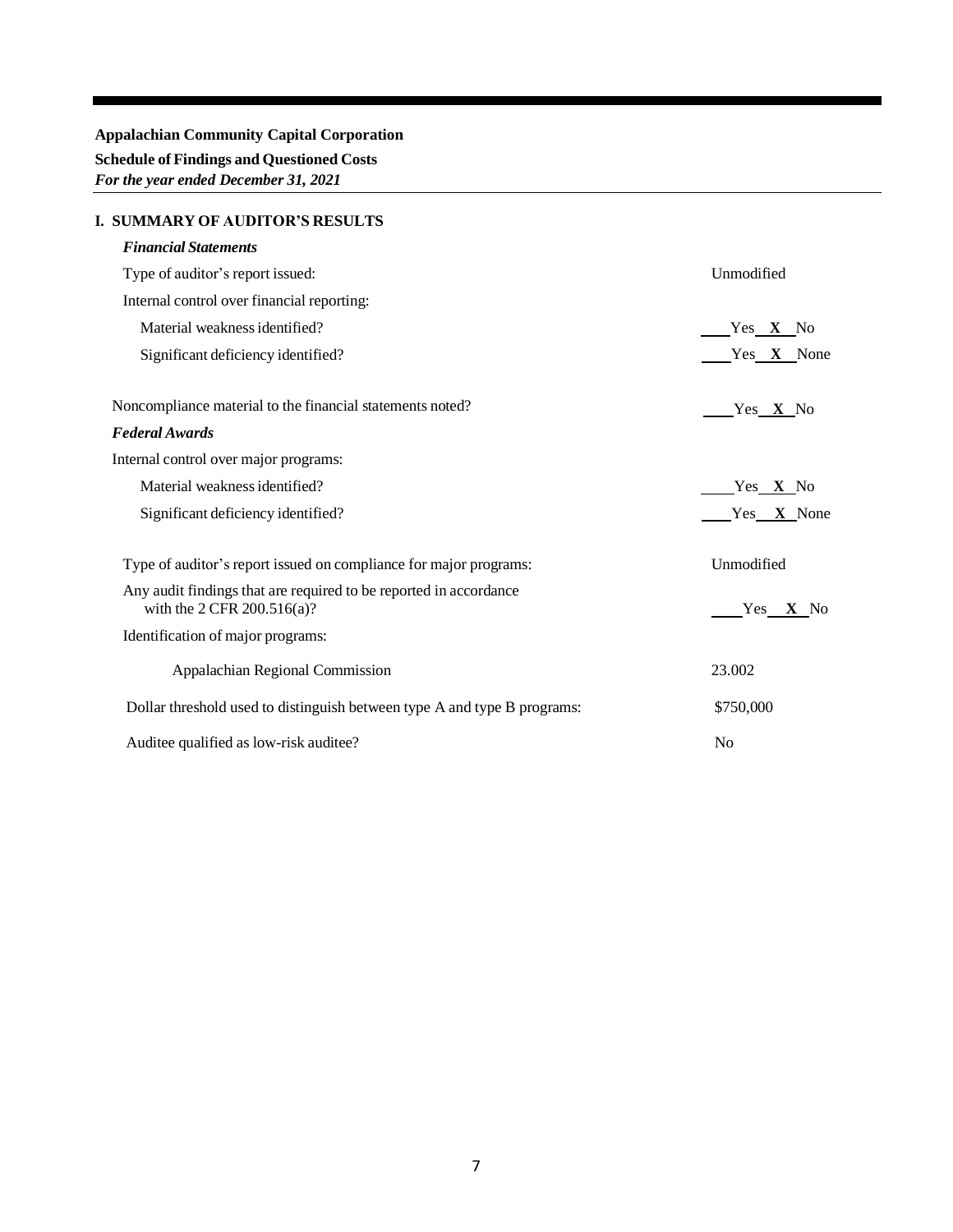**Appalachian Community Capital Corporation**

**Schedule of Findings and Questioned Costs**

***For the year ended December 31, 2021***

## I. SUMMARY OF AUDITOR'S RESULTS

***Financial Statements***

| | |
|---|---|
| Type of auditor's report issued: | Unmodified |
| Internal control over financial reporting: | |
| Material weakness identified? | ___ Yes _**X**_ No |
| Significant deficiency identified? | ___ Yes _**X**_ None |
| Noncompliance material to the financial statements noted? | ___ Yes _**X**_ No |

***Federal Awards***

| | |
|---|---|
| Internal control over major programs: | |
| Material weakness identified? | ___ Yes _**X**_ No |
| Significant deficiency identified? | ___ Yes _**X**_ None |
| Type of auditor's report issued on compliance for major programs: | Unmodified |
| Any audit findings that are required to be reported in accordance with the 2 CFR 200.516(a)? | ___ Yes _**X**_ No |
| Identification of major programs: | |
| Appalachian Regional Commission | 23.002 |
| Dollar threshold used to distinguish between type A and type B programs: | \$750,000 |
| Auditee qualified as low-risk auditee? | No |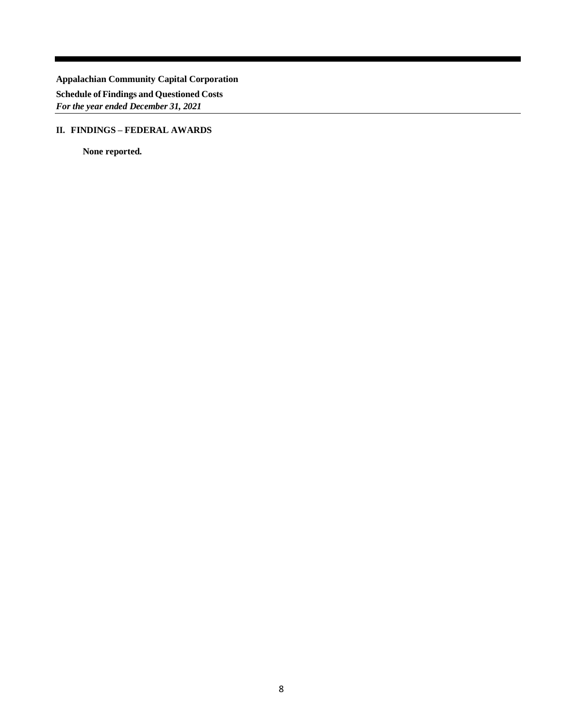**Appalachian Community Capital Corporation**

**Schedule of Findings and Questioned Costs**

***For the year ended December 31, 2021***

## II. FINDINGS – FEDERAL AWARDS

**None reported.**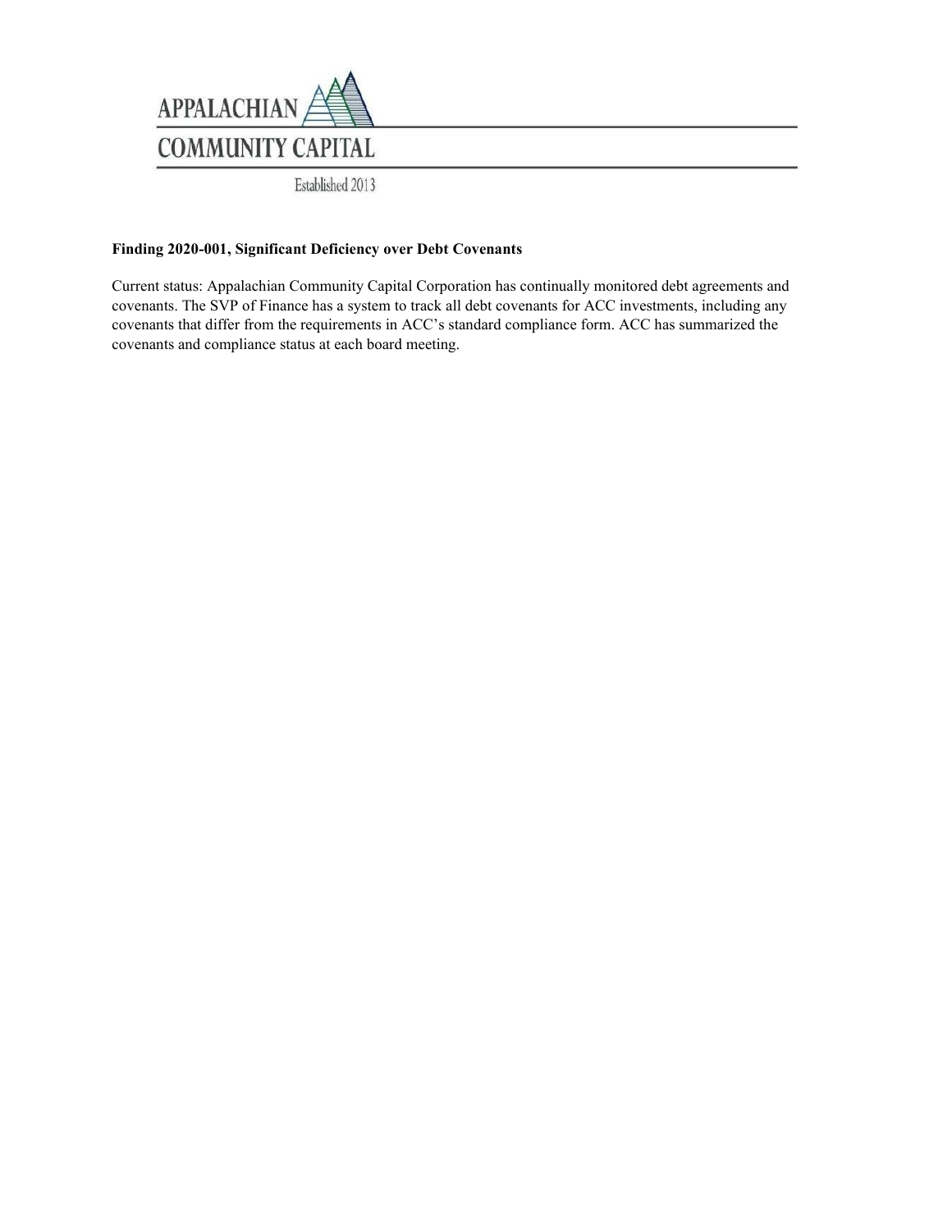APPALACHIAN

COMMUNITY CAPITAL

Established 2013

**Finding 2020-001, Significant Deficiency over Debt Covenants**

Current status: Appalachian Community Capital Corporation has continually monitored debt agreements and covenants. The SVP of Finance has a system to track all debt covenants for ACC investments, including any covenants that differ from the requirements in ACC's standard compliance form. ACC has summarized the covenants and compliance status at each board meeting.